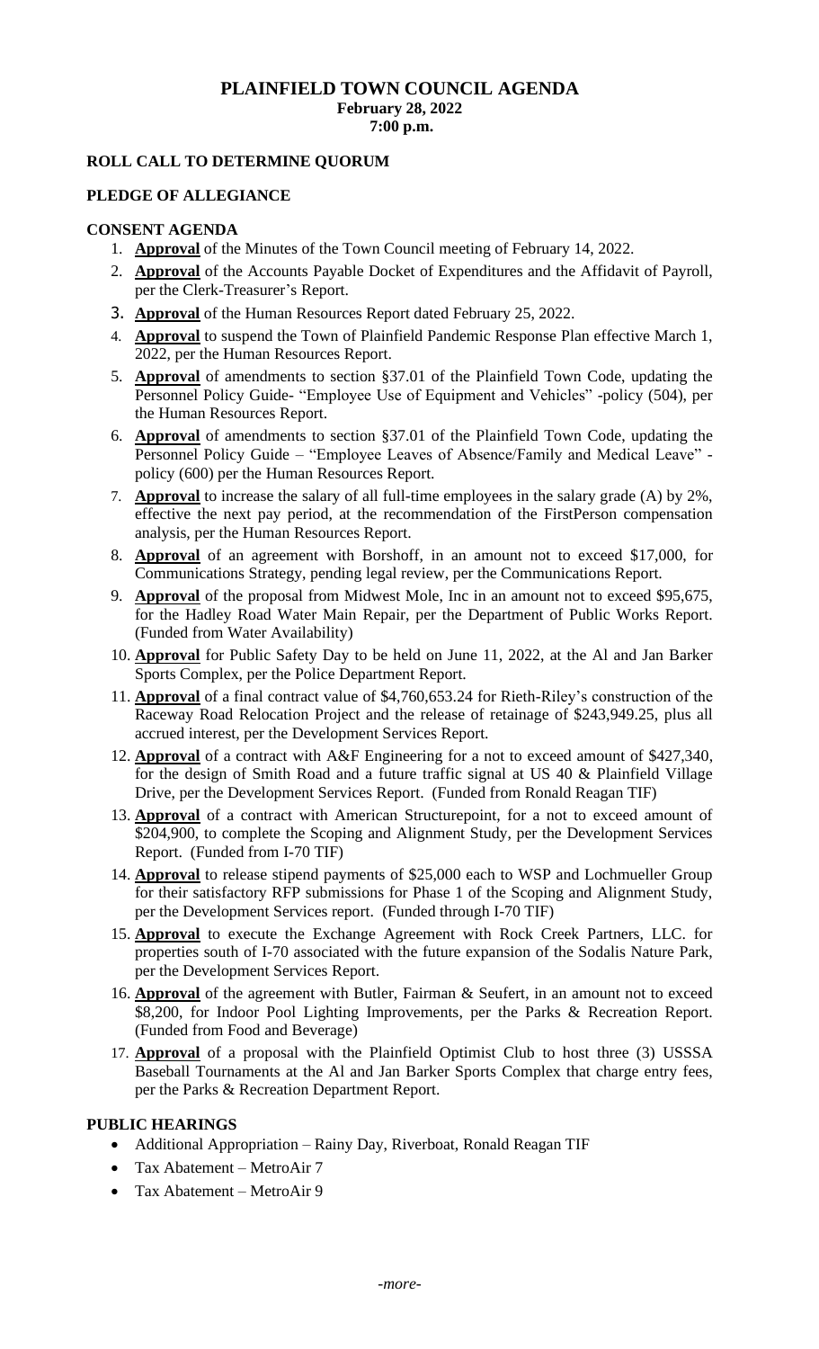# PLAINFIELD TOWN COUNCIL AGENDA

**February 28, 2022**
**7:00 p.m.**

## ROLL CALL TO DETERMINE QUORUM

## PLEDGE OF ALLEGIANCE

## CONSENT AGENDA

1. **Approval** of the Minutes of the Town Council meeting of February 14, 2022.
2. **Approval** of the Accounts Payable Docket of Expenditures and the Affidavit of Payroll, per the Clerk-Treasurer's Report.
3. **Approval** of the Human Resources Report dated February 25, 2022.
4. **Approval** to suspend the Town of Plainfield Pandemic Response Plan effective March 1, 2022, per the Human Resources Report.
5. **Approval** of amendments to section §37.01 of the Plainfield Town Code, updating the Personnel Policy Guide- "Employee Use of Equipment and Vehicles" -policy (504), per the Human Resources Report.
6. **Approval** of amendments to section §37.01 of the Plainfield Town Code, updating the Personnel Policy Guide – "Employee Leaves of Absence/Family and Medical Leave" - policy (600) per the Human Resources Report.
7. **Approval** to increase the salary of all full-time employees in the salary grade (A) by 2%, effective the next pay period, at the recommendation of the FirstPerson compensation analysis, per the Human Resources Report.
8. **Approval** of an agreement with Borshoff, in an amount not to exceed $17,000, for Communications Strategy, pending legal review, per the Communications Report.
9. **Approval** of the proposal from Midwest Mole, Inc in an amount not to exceed $95,675, for the Hadley Road Water Main Repair, per the Department of Public Works Report. (Funded from Water Availability)
10. **Approval** for Public Safety Day to be held on June 11, 2022, at the Al and Jan Barker Sports Complex, per the Police Department Report.
11. **Approval** of a final contract value of $4,760,653.24 for Rieth-Riley's construction of the Raceway Road Relocation Project and the release of retainage of $243,949.25, plus all accrued interest, per the Development Services Report.
12. **Approval** of a contract with A&F Engineering for a not to exceed amount of $427,340, for the design of Smith Road and a future traffic signal at US 40 & Plainfield Village Drive, per the Development Services Report. (Funded from Ronald Reagan TIF)
13. **Approval** of a contract with American Structurepoint, for a not to exceed amount of $204,900, to complete the Scoping and Alignment Study, per the Development Services Report. (Funded from I-70 TIF)
14. **Approval** to release stipend payments of $25,000 each to WSP and Lochmueller Group for their satisfactory RFP submissions for Phase 1 of the Scoping and Alignment Study, per the Development Services report. (Funded through I-70 TIF)
15. **Approval** to execute the Exchange Agreement with Rock Creek Partners, LLC. for properties south of I-70 associated with the future expansion of the Sodalis Nature Park, per the Development Services Report.
16. **Approval** of the agreement with Butler, Fairman & Seufert, in an amount not to exceed $8,200, for Indoor Pool Lighting Improvements, per the Parks & Recreation Report. (Funded from Food and Beverage)
17. **Approval** of a proposal with the Plainfield Optimist Club to host three (3) USSSA Baseball Tournaments at the Al and Jan Barker Sports Complex that charge entry fees, per the Parks & Recreation Department Report.

## PUBLIC HEARINGS

- Additional Appropriation – Rainy Day, Riverboat, Ronald Reagan TIF
- Tax Abatement – MetroAir 7
- Tax Abatement – MetroAir 9

*-more-*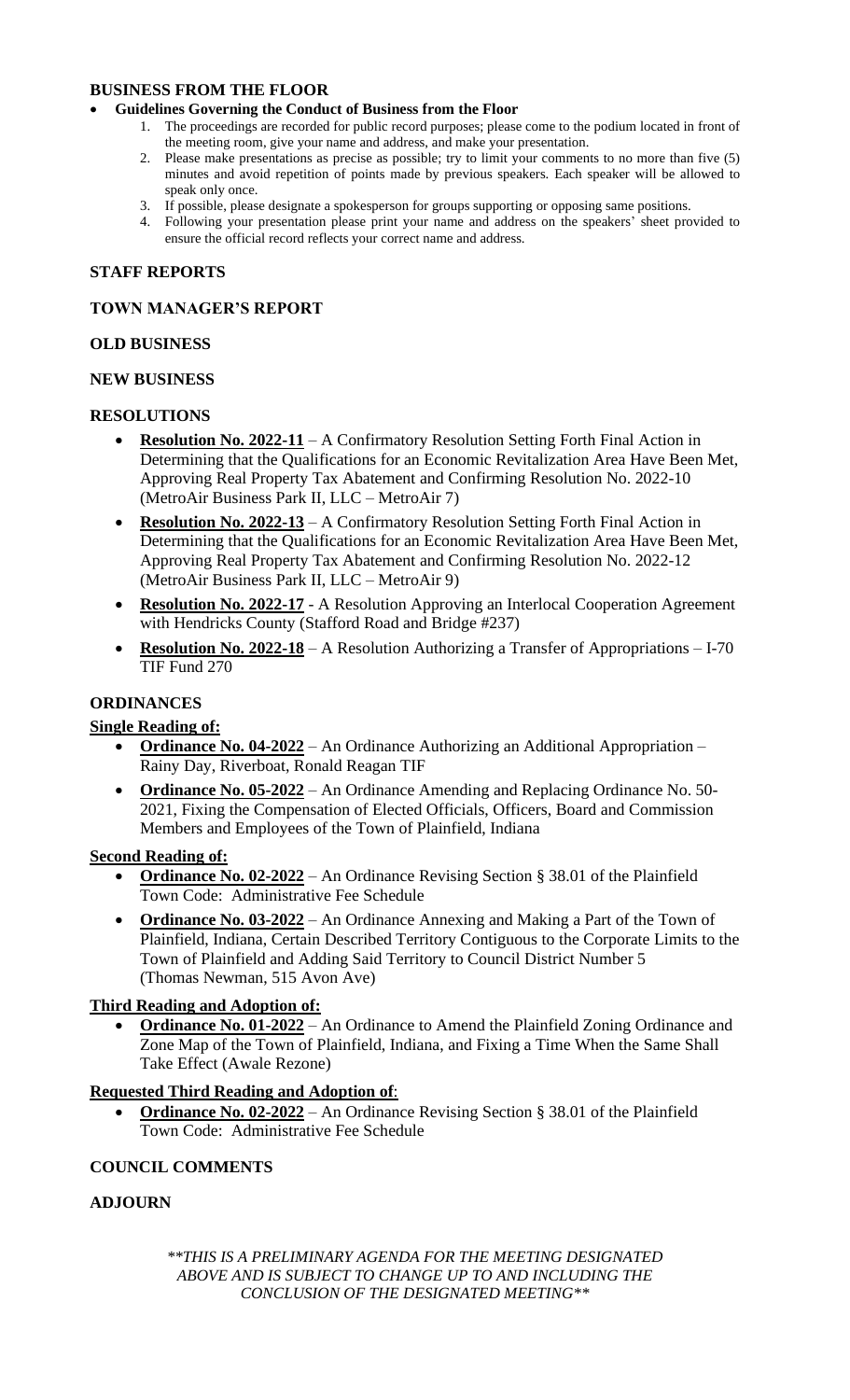## BUSINESS FROM THE FLOOR

- **Guidelines Governing the Conduct of Business from the Floor**
  1. The proceedings are recorded for public record purposes; please come to the podium located in front of the meeting room, give your name and address, and make your presentation.
  2. Please make presentations as precise as possible; try to limit your comments to no more than five (5) minutes and avoid repetition of points made by previous speakers. Each speaker will be allowed to speak only once.
  3. If possible, please designate a spokesperson for groups supporting or opposing same positions.
  4. Following your presentation please print your name and address on the speakers' sheet provided to ensure the official record reflects your correct name and address.

## STAFF REPORTS

## TOWN MANAGER'S REPORT

## OLD BUSINESS

## NEW BUSINESS

## RESOLUTIONS

- **Resolution No. 2022-11** – A Confirmatory Resolution Setting Forth Final Action in Determining that the Qualifications for an Economic Revitalization Area Have Been Met, Approving Real Property Tax Abatement and Confirming Resolution No. 2022-10 (MetroAir Business Park II, LLC – MetroAir 7)
- **Resolution No. 2022-13** – A Confirmatory Resolution Setting Forth Final Action in Determining that the Qualifications for an Economic Revitalization Area Have Been Met, Approving Real Property Tax Abatement and Confirming Resolution No. 2022-12 (MetroAir Business Park II, LLC – MetroAir 9)
- **Resolution No. 2022-17** - A Resolution Approving an Interlocal Cooperation Agreement with Hendricks County (Stafford Road and Bridge #237)
- **Resolution No. 2022-18** – A Resolution Authorizing a Transfer of Appropriations – I-70 TIF Fund 270

## ORDINANCES

**Single Reading of:**

- **Ordinance No. 04-2022** – An Ordinance Authorizing an Additional Appropriation – Rainy Day, Riverboat, Ronald Reagan TIF
- **Ordinance No. 05-2022** – An Ordinance Amending and Replacing Ordinance No. 50-2021, Fixing the Compensation of Elected Officials, Officers, Board and Commission Members and Employees of the Town of Plainfield, Indiana

**Second Reading of:**

- **Ordinance No. 02-2022** – An Ordinance Revising Section § 38.01 of the Plainfield Town Code: Administrative Fee Schedule
- **Ordinance No. 03-2022** – An Ordinance Annexing and Making a Part of the Town of Plainfield, Indiana, Certain Described Territory Contiguous to the Corporate Limits to the Town of Plainfield and Adding Said Territory to Council District Number 5 (Thomas Newman, 515 Avon Ave)

**Third Reading and Adoption of:**

- **Ordinance No. 01-2022** – An Ordinance to Amend the Plainfield Zoning Ordinance and Zone Map of the Town of Plainfield, Indiana, and Fixing a Time When the Same Shall Take Effect (Awale Rezone)

**Requested Third Reading and Adoption of**:

- **Ordinance No. 02-2022** – An Ordinance Revising Section § 38.01 of the Plainfield Town Code: Administrative Fee Schedule

## COUNCIL COMMENTS

## ADJOURN

*\*\*THIS IS A PRELIMINARY AGENDA FOR THE MEETING DESIGNATED ABOVE AND IS SUBJECT TO CHANGE UP TO AND INCLUDING THE CONCLUSION OF THE DESIGNATED MEETING\*\**